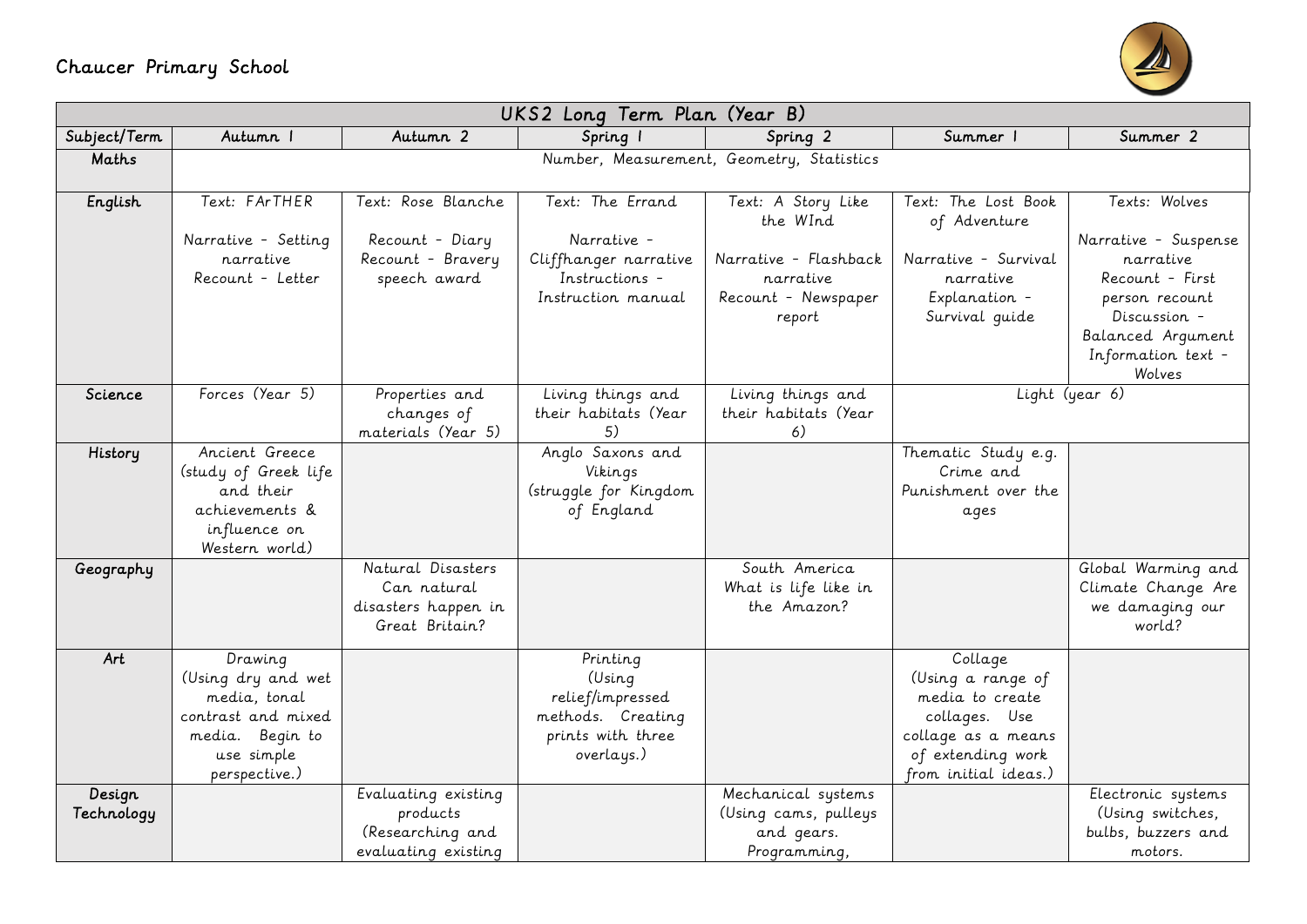# Chaucer Primary School

| UKS2 Long Term Plan (Year B) | | | | | | |
|---|---|---|---|---|---|---|
| Subject/Term | Autumn 1 | Autumn 2 | Spring 1 | Spring 2 | Summer 1 | Summer 2 |
| Maths | Number, Measurement, Geometry, Statistics | | | | | |
| English | Text: FArTHER<br><br>Narrative - Setting narrative<br>Recount - Letter | Text: Rose Blanche<br><br>Recount - Diary<br>Recount - Bravery speech award | Text: The Errand<br><br>Narrative - Cliffhanger narrative<br>Instructions - Instruction manual | Text: A Story Like the WInd<br><br>Narrative - Flashback narrative<br>Recount - Newspaper report | Text: The Lost Book of Adventure<br><br>Narrative - Survival narrative<br>Explanation - Survival guide | Texts: Wolves<br><br>Narrative - Suspense narrative<br>Recount - First person recount<br>Discussion - Balanced Argument<br>Information text - Wolves |
| Science | Forces (Year 5) | Properties and changes of materials (Year 5) | Living things and their habitats (Year 5) | Living things and their habitats (Year 6) | Light (year 6) | |
| History | Ancient Greece (study of Greek life and their achievements & influence on Western world) | | Anglo Saxons and Vikings (struggle for Kingdom of England | | Thematic Study e.g. Crime and Punishment over the ages | |
| Geography | | Natural Disasters Can natural disasters happen in Great Britain? | | South America What is life like in the Amazon? | | Global Warming and Climate Change Are we damaging our world? |
| Art | Drawing (Using dry and wet media, tonal contrast and mixed media. Begin to use simple perspective.) | | Printing (Using relief/impressed methods. Creating prints with three overlays.) | | Collage (Using a range of media to create collages. Use collage as a means of extending work from initial ideas.) | |
| Design Technology | | Evaluating existing products (Researching and evaluating existing | | Mechanical systems (Using cams, pulleys and gears. Programming, | | Electronic systems (Using switches, bulbs, buzzers and motors. |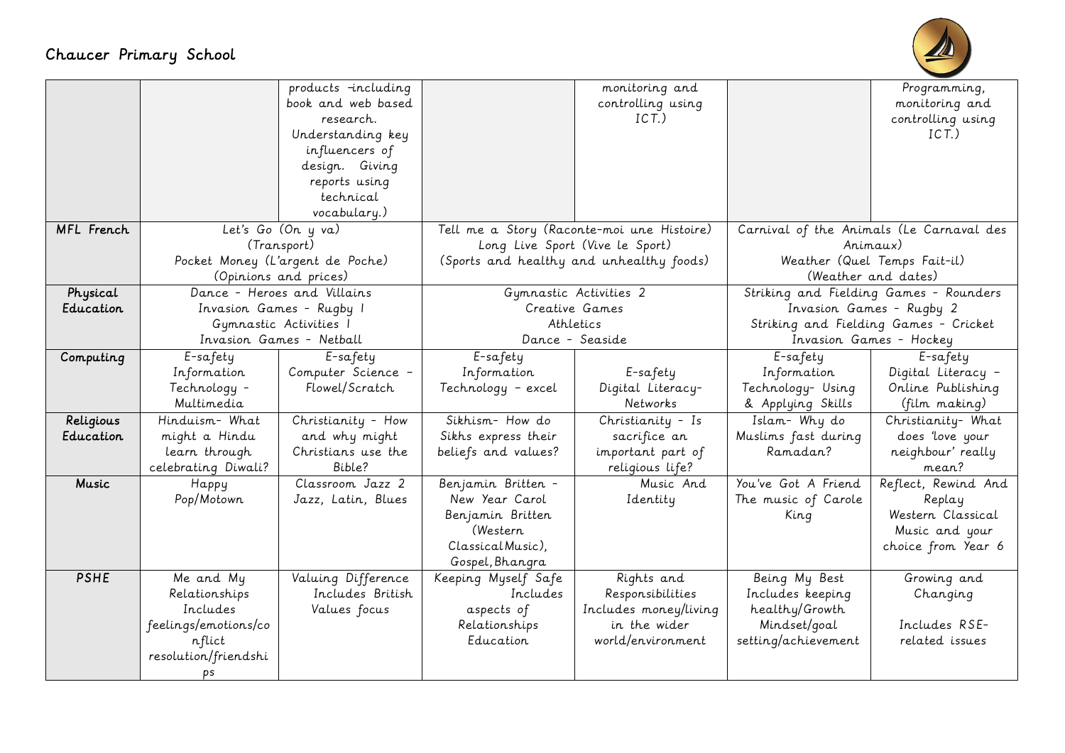Chaucer Primary School

| | | | | | | |
|---|---|---|---|---|---|---|
| | | products –including book and web based research. Understanding key influencers of design. Giving reports using technical vocabulary.) | | monitoring and controlling using ICT.) | | Programming, monitoring and controlling using ICT.) |
| **MFL French** | Let's Go (On y va) (Transport) Pocket Money (L'argent de Poche) (Opinions and prices) | | Tell me a Story (Raconte-moi une Histoire) Long Live Sport (Vive le Sport) (Sports and healthy and unhealthy foods) | | Carnival of the Animals (Le Carnaval des Animaux) Weather (Quel Temps Fait-il) (Weather and dates) | |
| **Physical Education** | Dance - Heroes and Villains Invasion Games - Rugby 1 Gymnastic Activities 1 Invasion Games - Netball | | Gymnastic Activities 2 Creative Games Athletics Dance - Seaside | | Striking and Fielding Games - Rounders Invasion Games - Rugby 2 Striking and Fielding Games - Cricket Invasion Games - Hockey | |
| **Computing** | E-safety Information Technology - Multimedia | E-safety Computer Science – Flowel/Scratch | E-safety Information Technology – excel | E-safety Digital Literacy-Networks | E-safety Information Technology- Using & Applying Skills | E-safety Digital Literacy – Online Publishing (film making) |
| **Religious Education** | Hinduism- What might a Hindu learn through celebrating Diwali? | Christianity - How and why might Christians use the Bible? | Sikhism- How do Sikhs express their beliefs and values? | Christianity - Is sacrifice an important part of religious life? | Islam- Why do Muslims fast during Ramadan? | Christianity- What does 'love your neighbour' really mean? |
| **Music** | Happy Pop/Motown | Classroom Jazz 2 Jazz, Latin, Blues | Benjamin Britten - New Year Carol Benjamin Britten (Western ClassicalMusic), Gospel, Bhangra | Music And Identity | You've Got A Friend The music of Carole King | Reflect, Rewind And Replay Western Classical Music and your choice from Year 6 |
| **PSHE** | Me and My Relationships Includes feelings/emotions/conflict resolution/friendships | Valuing Difference Includes British Values focus | Keeping Myself Safe Includes aspects of Relationships Education | Rights and Responsibilities Includes money/living in the wider world/environment | Being My Best Includes keeping healthy/Growth Mindset/goal setting/achievement | Growing and Changing Includes RSE-related issues |